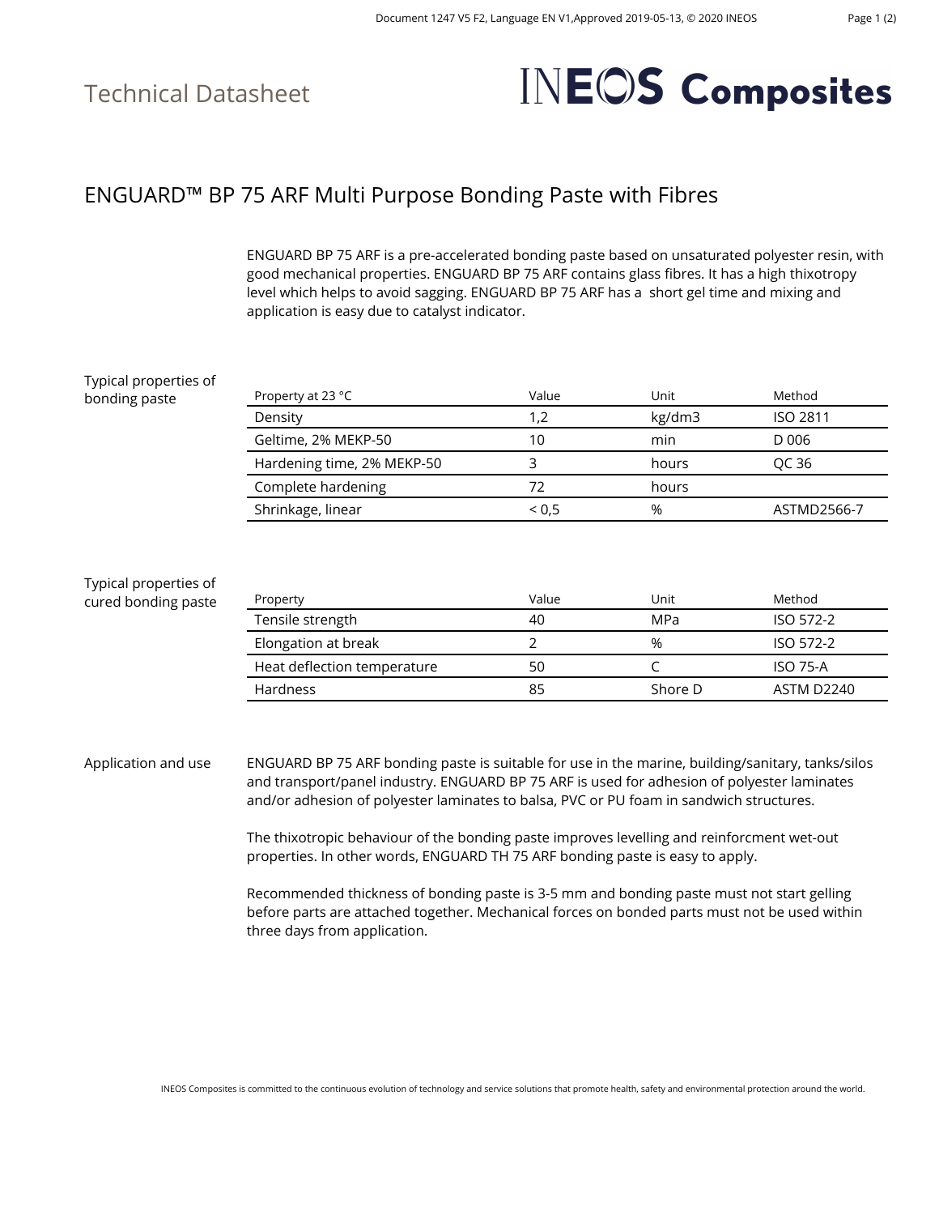Technical Datasheet

INEOS Composites

# ENGUARD™ BP 75 ARF Multi Purpose Bonding Paste with Fibres

ENGUARD BP 75 ARF is a pre-accelerated bonding paste based on unsaturated polyester resin, with good mechanical properties. ENGUARD BP 75 ARF contains glass fibres. It has a high thixotropy level which helps to avoid sagging. ENGUARD BP 75 ARF has a short gel time and mixing and application is easy due to catalyst indicator.

## Typical properties of bonding paste

| Property at 23 °C | Value | Unit | Method |
|---|---|---|---|
| Density | 1,2 | kg/dm3 | ISO 2811 |
| Geltime, 2% MEKP-50 | 10 | min | D 006 |
| Hardening time, 2% MEKP-50 | 3 | hours | QC 36 |
| Complete hardening | 72 | hours | |
| Shrinkage, linear | < 0,5 | % | ASTMD2566-7 |

## Typical properties of cured bonding paste

| Property | Value | Unit | Method |
|---|---|---|---|
| Tensile strength | 40 | MPa | ISO 572-2 |
| Elongation at break | 2 | % | ISO 572-2 |
| Heat deflection temperature | 50 | C | ISO 75-A |
| Hardness | 85 | Shore D | ASTM D2240 |

## Application and use

ENGUARD BP 75 ARF bonding paste is suitable for use in the marine, building/sanitary, tanks/silos and transport/panel industry. ENGUARD BP 75 ARF is used for adhesion of polyester laminates and/or adhesion of polyester laminates to balsa, PVC or PU foam in sandwich structures.

The thixotropic behaviour of the bonding paste improves levelling and reinforcment wet-out properties. In other words, ENGUARD TH 75 ARF bonding paste is easy to apply.

Recommended thickness of bonding paste is 3-5 mm and bonding paste must not start gelling before parts are attached together. Mechanical forces on bonded parts must not be used within three days from application.

INEOS Composites is committed to the continuous evolution of technology and service solutions that promote health, safety and environmental protection around the world.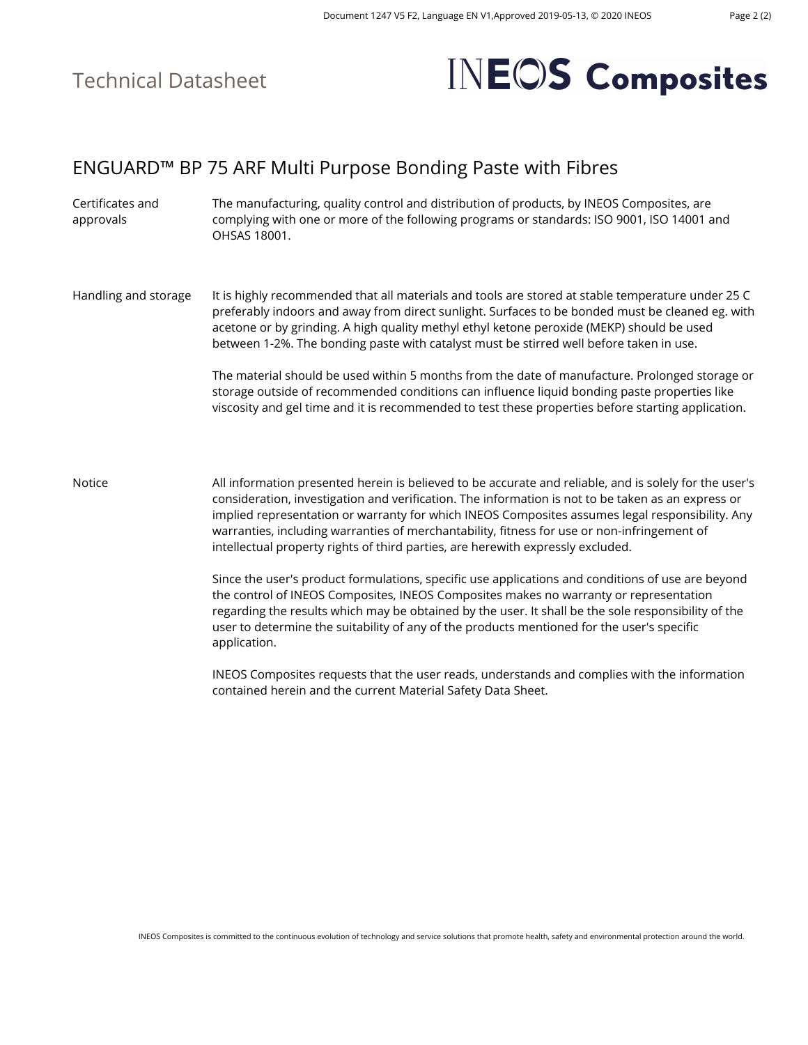Technical Datasheet

# ENGUARD™ BP 75 ARF Multi Purpose Bonding Paste with Fibres

**Certificates and approvals**

The manufacturing, quality control and distribution of products, by INEOS Composites, are complying with one or more of the following programs or standards: ISO 9001, ISO 14001 and OHSAS 18001.

**Handling and storage**

It is highly recommended that all materials and tools are stored at stable temperature under 25 C preferably indoors and away from direct sunlight. Surfaces to be bonded must be cleaned eg. with acetone or by grinding. A high quality methyl ethyl ketone peroxide (MEKP) should be used between 1-2%. The bonding paste with catalyst must be stirred well before taken in use.

The material should be used within 5 months from the date of manufacture. Prolonged storage or storage outside of recommended conditions can influence liquid bonding paste properties like viscosity and gel time and it is recommended to test these properties before starting application.

**Notice**

All information presented herein is believed to be accurate and reliable, and is solely for the user's consideration, investigation and verification. The information is not to be taken as an express or implied representation or warranty for which INEOS Composites assumes legal responsibility. Any warranties, including warranties of merchantability, fitness for use or non-infringement of intellectual property rights of third parties, are herewith expressly excluded.

Since the user's product formulations, specific use applications and conditions of use are beyond the control of INEOS Composites, INEOS Composites makes no warranty or representation regarding the results which may be obtained by the user. It shall be the sole responsibility of the user to determine the suitability of any of the products mentioned for the user's specific application.

INEOS Composites requests that the user reads, understands and complies with the information contained herein and the current Material Safety Data Sheet.